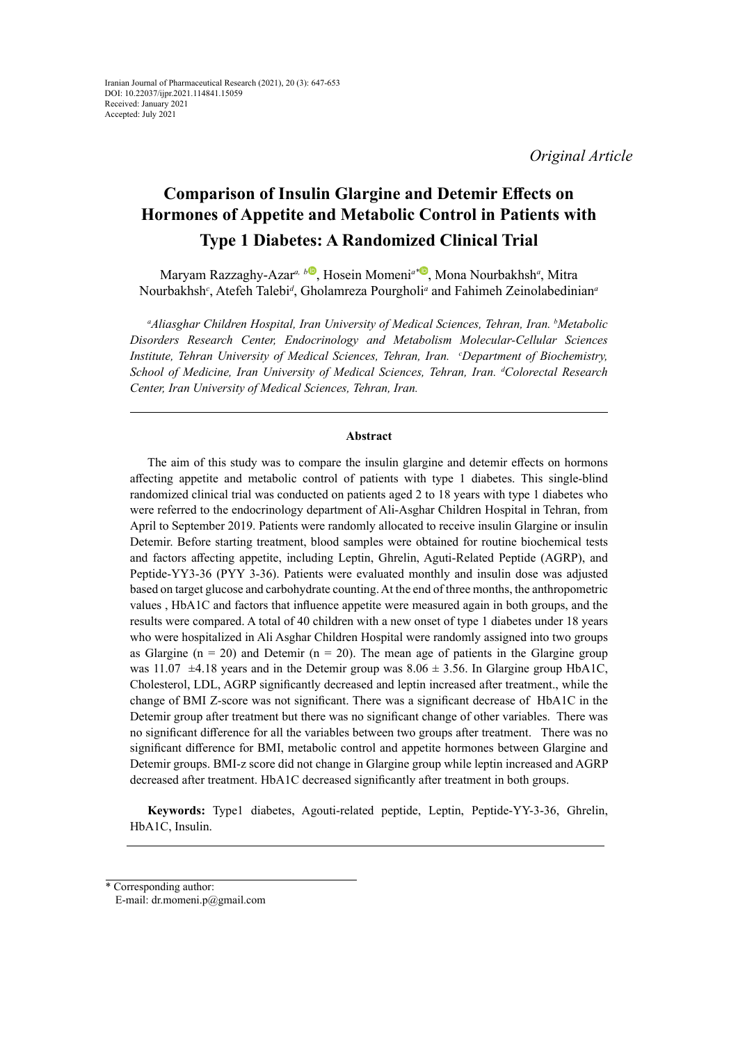Iranian Journal of Pharmaceutical Research (2021), 20 (3): 647-653
DOI: 10.22037/ijpr.2021.114841.15059
Received: January 2021
Accepted: July 2021

*Original Article*

# Comparison of Insulin Glargine and Detemir Effects on Hormones of Appetite and Metabolic Control in Patients with Type 1 Diabetes: A Randomized Clinical Trial

Maryam Razzaghy-Azar[a, b], Hosein Momeni[a*], Mona Nourbakhsh[a], Mitra Nourbakhsh[c], Atefeh Talebi[d], Gholamreza Pourgholi[a] and Fahimeh Zeinolabedinian[a]

*[a]Aliasghar Children Hospital, Iran University of Medical Sciences, Tehran, Iran. [b]Metabolic Disorders Research Center, Endocrinology and Metabolism Molecular-Cellular Sciences Institute, Tehran University of Medical Sciences, Tehran, Iran. [c]Department of Biochemistry, School of Medicine, Iran University of Medical Sciences, Tehran, Iran. [d]Colorectal Research Center, Iran University of Medical Sciences, Tehran, Iran.*

## Abstract

The aim of this study was to compare the insulin glargine and detemir effects on hormons affecting appetite and metabolic control of patients with type 1 diabetes. This single-blind randomized clinical trial was conducted on patients aged 2 to 18 years with type 1 diabetes who were referred to the endocrinology department of Ali-Asghar Children Hospital in Tehran, from April to September 2019. Patients were randomly allocated to receive insulin Glargine or insulin Detemir. Before starting treatment, blood samples were obtained for routine biochemical tests and factors affecting appetite, including Leptin, Ghrelin, Aguti-Related Peptide (AGRP), and Peptide-YY3-36 (PYY 3-36). Patients were evaluated monthly and insulin dose was adjusted based on target glucose and carbohydrate counting. At the end of three months, the anthropometric values , HbA1C and factors that influence appetite were measured again in both groups, and the results were compared. A total of 40 children with a new onset of type 1 diabetes under 18 years who were hospitalized in Ali Asghar Children Hospital were randomly assigned into two groups as Glargine (n = 20) and Detemir (n = 20). The mean age of patients in the Glargine group was 11.07 ±4.18 years and in the Detemir group was 8.06 ± 3.56. In Glargine group HbA1C, Cholesterol, LDL, AGRP significantly decreased and leptin increased after treatment., while the change of BMI Z-score was not significant. There was a significant decrease of HbA1C in the Detemir group after treatment but there was no significant change of other variables. There was no significant difference for all the variables between two groups after treatment. There was no significant difference for BMI, metabolic control and appetite hormones between Glargine and Detemir groups. BMI-z score did not change in Glargine group while leptin increased and AGRP decreased after treatment. HbA1C decreased significantly after treatment in both groups.

**Keywords:** Type1 diabetes, Agouti-related peptide, Leptin, Peptide-YY-3-36, Ghrelin, HbA1C, Insulin.

---

\* Corresponding author:
E-mail: dr.momeni.p@gmail.com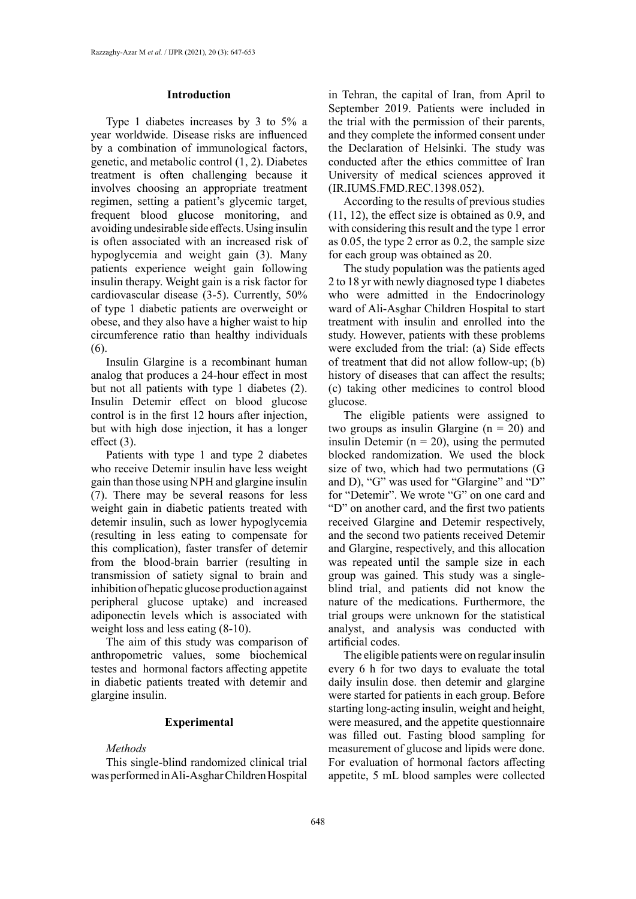## Introduction

Type 1 diabetes increases by 3 to 5% a year worldwide. Disease risks are influenced by a combination of immunological factors, genetic, and metabolic control (1, 2). Diabetes treatment is often challenging because it involves choosing an appropriate treatment regimen, setting a patient's glycemic target, frequent blood glucose monitoring, and avoiding undesirable side effects. Using insulin is often associated with an increased risk of hypoglycemia and weight gain (3). Many patients experience weight gain following insulin therapy. Weight gain is a risk factor for cardiovascular disease (3-5). Currently, 50% of type 1 diabetic patients are overweight or obese, and they also have a higher waist to hip circumference ratio than healthy individuals (6).

Insulin Glargine is a recombinant human analog that produces a 24-hour effect in most but not all patients with type 1 diabetes (2). Insulin Detemir effect on blood glucose control is in the first 12 hours after injection, but with high dose injection, it has a longer effect (3).

Patients with type 1 and type 2 diabetes who receive Detemir insulin have less weight gain than those using NPH and glargine insulin (7). There may be several reasons for less weight gain in diabetic patients treated with detemir insulin, such as lower hypoglycemia (resulting in less eating to compensate for this complication), faster transfer of detemir from the blood-brain barrier (resulting in transmission of satiety signal to brain and inhibition of hepatic glucose production against peripheral glucose uptake) and increased adiponectin levels which is associated with weight loss and less eating (8-10).

The aim of this study was comparison of anthropometric values, some biochemical testes and hormonal factors affecting appetite in diabetic patients treated with detemir and glargine insulin.

## Experimental

*Methods*

This single-blind randomized clinical trial was performed in Ali-Asghar Children Hospital in Tehran, the capital of Iran, from April to September 2019. Patients were included in the trial with the permission of their parents, and they complete the informed consent under the Declaration of Helsinki. The study was conducted after the ethics committee of Iran University of medical sciences approved it (IR.IUMS.FMD.REC.1398.052).

According to the results of previous studies (11, 12), the effect size is obtained as 0.9, and with considering this result and the type 1 error as 0.05, the type 2 error as 0.2, the sample size for each group was obtained as 20.

The study population was the patients aged 2 to 18 yr with newly diagnosed type 1 diabetes who were admitted in the Endocrinology ward of Ali-Asghar Children Hospital to start treatment with insulin and enrolled into the study. However, patients with these problems were excluded from the trial: (a) Side effects of treatment that did not allow follow-up; (b) history of diseases that can affect the results; (c) taking other medicines to control blood glucose.

The eligible patients were assigned to two groups as insulin Glargine (n = 20) and insulin Detemir (n = 20), using the permuted blocked randomization. We used the block size of two, which had two permutations (G and D), "G" was used for "Glargine" and "D" for "Detemir". We wrote "G" on one card and "D" on another card, and the first two patients received Glargine and Detemir respectively, and the second two patients received Detemir and Glargine, respectively, and this allocation was repeated until the sample size in each group was gained. This study was a single-blind trial, and patients did not know the nature of the medications. Furthermore, the trial groups were unknown for the statistical analyst, and analysis was conducted with artificial codes.

The eligible patients were on regular insulin every 6 h for two days to evaluate the total daily insulin dose. then detemir and glargine were started for patients in each group. Before starting long-acting insulin, weight and height, were measured, and the appetite questionnaire was filled out. Fasting blood sampling for measurement of glucose and lipids were done. For evaluation of hormonal factors affecting appetite, 5 mL blood samples were collected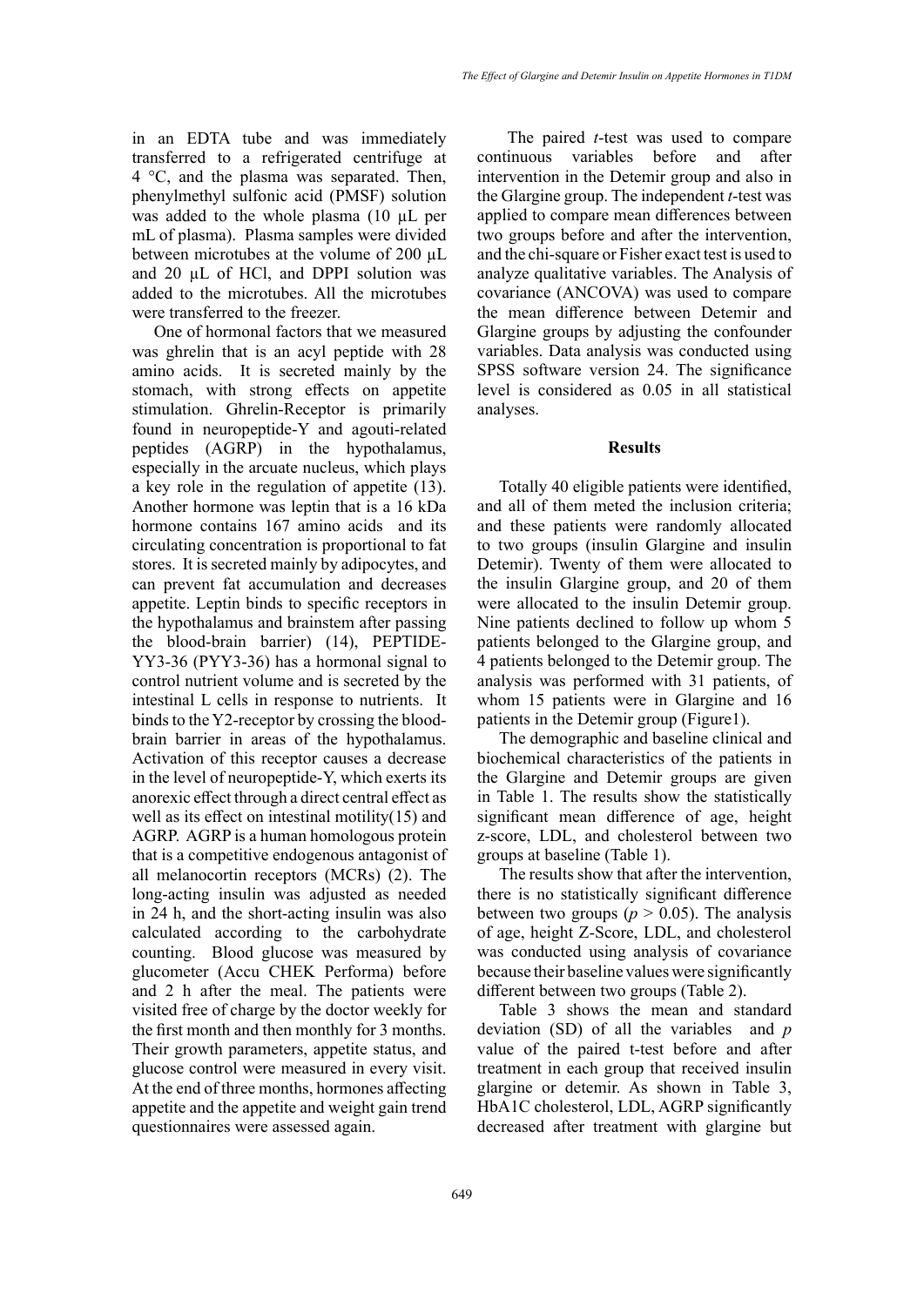in an EDTA tube and was immediately transferred to a refrigerated centrifuge at 4 °C, and the plasma was separated. Then, phenylmethyl sulfonic acid (PMSF) solution was added to the whole plasma (10 µL per mL of plasma). Plasma samples were divided between microtubes at the volume of 200 µL and 20 µL of HCl, and DPPI solution was added to the microtubes. All the microtubes were transferred to the freezer.

One of hormonal factors that we measured was ghrelin that is an acyl peptide with 28 amino acids. It is secreted mainly by the stomach, with strong effects on appetite stimulation. Ghrelin-Receptor is primarily found in neuropeptide-Y and agouti-related peptides (AGRP) in the hypothalamus, especially in the arcuate nucleus, which plays a key role in the regulation of appetite (13). Another hormone was leptin that is a 16 kDa hormone contains 167 amino acids and its circulating concentration is proportional to fat stores. It is secreted mainly by adipocytes, and can prevent fat accumulation and decreases appetite. Leptin binds to specific receptors in the hypothalamus and brainstem after passing the blood-brain barrier) (14), PEPTIDE-YY3-36 (PYY3-36) has a hormonal signal to control nutrient volume and is secreted by the intestinal L cells in response to nutrients. It binds to the Y2-receptor by crossing the blood-brain barrier in areas of the hypothalamus. Activation of this receptor causes a decrease in the level of neuropeptide-Y, which exerts its anorexic effect through a direct central effect as well as its effect on intestinal motility(15) and AGRP. AGRP is a human homologous protein that is a competitive endogenous antagonist of all melanocortin receptors (MCRs) (2). The long-acting insulin was adjusted as needed in 24 h, and the short-acting insulin was also calculated according to the carbohydrate counting. Blood glucose was measured by glucometer (Accu CHEK Performa) before and 2 h after the meal. The patients were visited free of charge by the doctor weekly for the first month and then monthly for 3 months. Their growth parameters, appetite status, and glucose control were measured in every visit. At the end of three months, hormones affecting appetite and the appetite and weight gain trend questionnaires were assessed again.

The paired *t*-test was used to compare continuous variables before and after intervention in the Detemir group and also in the Glargine group. The independent *t*-test was applied to compare mean differences between two groups before and after the intervention, and the chi-square or Fisher exact test is used to analyze qualitative variables. The Analysis of covariance (ANCOVA) was used to compare the mean difference between Detemir and Glargine groups by adjusting the confounder variables. Data analysis was conducted using SPSS software version 24. The significance level is considered as 0.05 in all statistical analyses.

## Results

Totally 40 eligible patients were identified, and all of them meted the inclusion criteria; and these patients were randomly allocated to two groups (insulin Glargine and insulin Detemir). Twenty of them were allocated to the insulin Glargine group, and 20 of them were allocated to the insulin Detemir group. Nine patients declined to follow up whom 5 patients belonged to the Glargine group, and 4 patients belonged to the Detemir group. The analysis was performed with 31 patients, of whom 15 patients were in Glargine and 16 patients in the Detemir group (Figure1).

The demographic and baseline clinical and biochemical characteristics of the patients in the Glargine and Detemir groups are given in Table 1. The results show the statistically significant mean difference of age, height z-score, LDL, and cholesterol between two groups at baseline (Table 1).

The results show that after the intervention, there is no statistically significant difference between two groups ($p > 0.05$). The analysis of age, height Z-Score, LDL, and cholesterol was conducted using analysis of covariance because their baseline values were significantly different between two groups (Table 2).

Table 3 shows the mean and standard deviation (SD) of all the variables and *p* value of the paired t-test before and after treatment in each group that received insulin glargine or detemir. As shown in Table 3, HbA1C cholesterol, LDL, AGRP significantly decreased after treatment with glargine but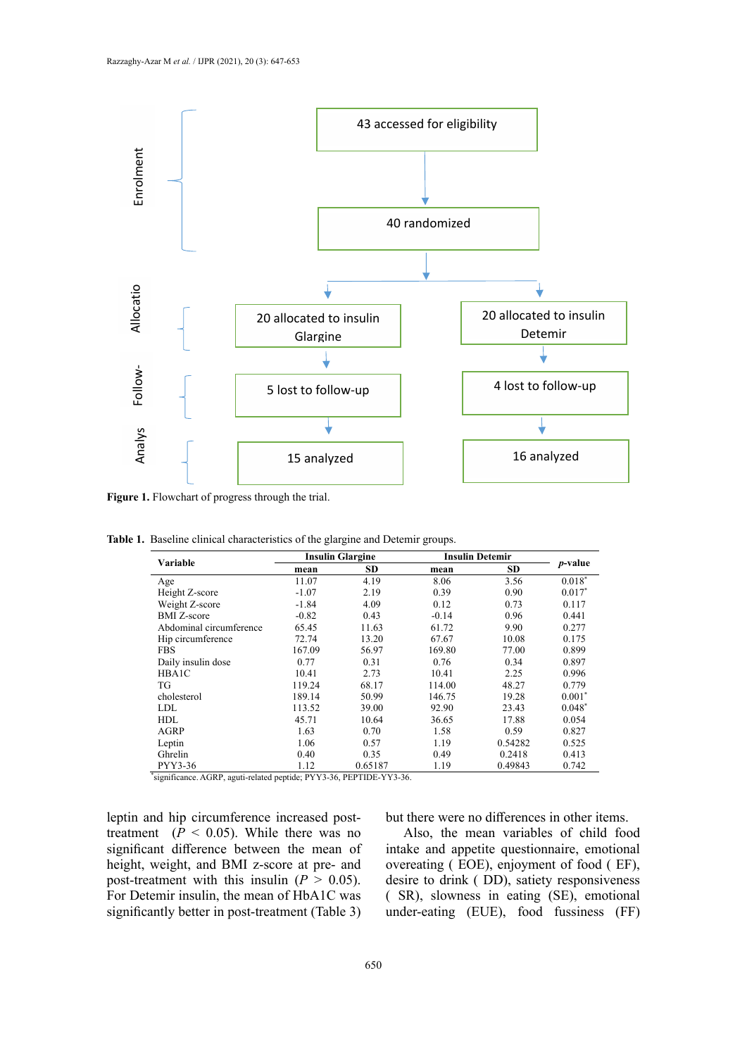Enrolment

43 accessed for eligibility

40 randomized

Allocatio

20 allocated to insulin Glargine

20 allocated to insulin Detemir

Follow-

5 lost to follow-up

4 lost to follow-up

Analys

15 analyzed

16 analyzed

**Figure 1.** Flowchart of progress through the trial.

**Table 1.** Baseline clinical characteristics of the glargine and Detemir groups.

| Variable | Insulin Glargine | | Insulin Detemir | | *p*-value |
|---|---|---|---|---|---|
| | mean | SD | mean | SD | |
| Age | 11.07 | 4.19 | 8.06 | 3.56 | 0.018* |
| Height Z-score | -1.07 | 2.19 | 0.39 | 0.90 | 0.017* |
| Weight Z-score | -1.84 | 4.09 | 0.12 | 0.73 | 0.117 |
| BMI Z-score | -0.82 | 0.43 | -0.14 | 0.96 | 0.441 |
| Abdominal circumference | 65.45 | 11.63 | 61.72 | 9.90 | 0.277 |
| Hip circumference | 72.74 | 13.20 | 67.67 | 10.08 | 0.175 |
| FBS | 167.09 | 56.97 | 169.80 | 77.00 | 0.899 |
| Daily insulin dose | 0.77 | 0.31 | 0.76 | 0.34 | 0.897 |
| HBA1C | 10.41 | 2.73 | 10.41 | 2.25 | 0.996 |
| TG | 119.24 | 68.17 | 114.00 | 48.27 | 0.779 |
| cholesterol | 189.14 | 50.99 | 146.75 | 19.28 | 0.001* |
| LDL | 113.52 | 39.00 | 92.90 | 23.43 | 0.048* |
| HDL | 45.71 | 10.64 | 36.65 | 17.88 | 0.054 |
| AGRP | 1.63 | 0.70 | 1.58 | 0.59 | 0.827 |
| Leptin | 1.06 | 0.57 | 1.19 | 0.54282 | 0.525 |
| Ghrelin | 0.40 | 0.35 | 0.49 | 0.2418 | 0.413 |
| PYY3-36 | 1.12 | 0.65187 | 1.19 | 0.49843 | 0.742 |

*significance. AGRP, aguti-related peptide; PYY3-36, PEPTIDE-YY3-36.

leptin and hip circumference increased post-treatment ($P < 0.05$). While there was no significant difference between the mean of height, weight, and BMI z-score at pre- and post-treatment with this insulin ($P > 0.05$). For Detemir insulin, the mean of HbA1C was significantly better in post-treatment (Table 3) but there were no differences in other items.

Also, the mean variables of child food intake and appetite questionnaire, emotional overeating ( EOE), enjoyment of food ( EF), desire to drink ( DD), satiety responsiveness ( SR), slowness in eating (SE), emotional under-eating (EUE), food fussiness (FF)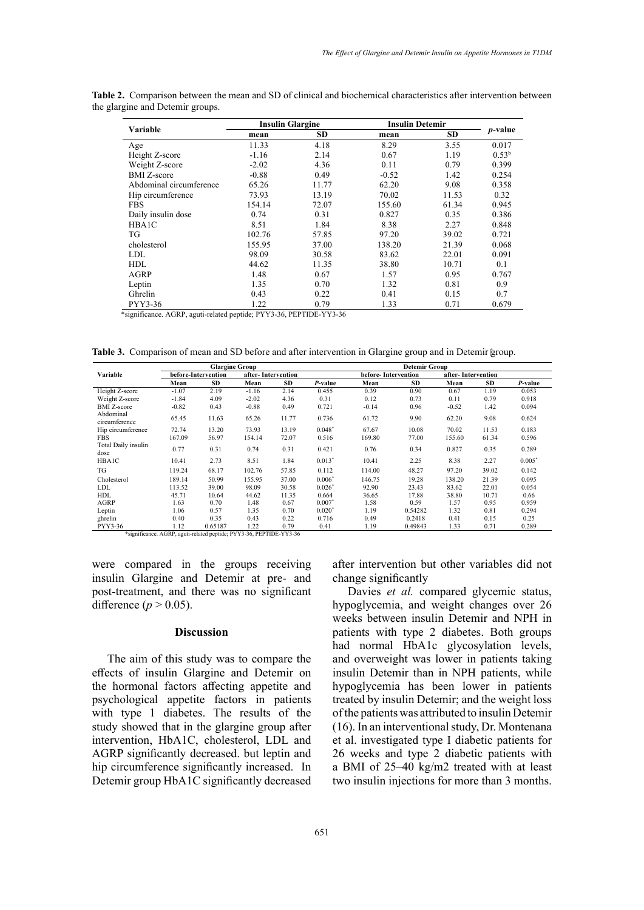**Table 2.** Comparison between the mean and SD of clinical and biochemical characteristics after intervention between the glargine and Detemir groups.

| Variable | Insulin Glargine | | Insulin Detemir | | *p*-value |
|---|---|---|---|---|---|
| | mean | SD | mean | SD | |
| Age | 11.33 | 4.18 | 8.29 | 3.55 | 0.017 |
| Height Z-score | -1.16 | 2.14 | 0.67 | 1.19 | 0.53[b] |
| Weight Z-score | -2.02 | 4.36 | 0.11 | 0.79 | 0.399 |
| BMI Z-score | -0.88 | 0.49 | -0.52 | 1.42 | 0.254 |
| Abdominal circumference | 65.26 | 11.77 | 62.20 | 9.08 | 0.358 |
| Hip circumference | 73.93 | 13.19 | 70.02 | 11.53 | 0.32 |
| FBS | 154.14 | 72.07 | 155.60 | 61.34 | 0.945 |
| Daily insulin dose | 0.74 | 0.31 | 0.827 | 0.35 | 0.386 |
| HBA1C | 8.51 | 1.84 | 8.38 | 2.27 | 0.848 |
| TG | 102.76 | 57.85 | 97.20 | 39.02 | 0.721 |
| cholesterol | 155.95 | 37.00 | 138.20 | 21.39 | 0.068 |
| LDL | 98.09 | 30.58 | 83.62 | 22.01 | 0.091 |
| HDL | 44.62 | 11.35 | 38.80 | 10.71 | 0.1 |
| AGRP | 1.48 | 0.67 | 1.57 | 0.95 | 0.767 |
| Leptin | 1.35 | 0.70 | 1.32 | 0.81 | 0.9 |
| Ghrelin | 0.43 | 0.22 | 0.41 | 0.15 | 0.7 |
| PYY3-36 | 1.22 | 0.79 | 1.33 | 0.71 | 0.679 |

*significance. AGRP, aguti-related peptide; PYY3-36, PEPTIDE-YY3-36

**Table 3.** Comparison of mean and SD before and after intervention in Glargine group and in Detemir group.

| Variable | Glargine Group | | | | | Detemir Group | | | | |
|---|---|---|---|---|---|---|---|---|---|---|
| | before-Intervention | | after- Intervention | | | before- Intervention | | after- Intervention | | |
| | Mean | SD | Mean | SD | *P*-value | Mean | SD | Mean | SD | *P*-value |
| Height Z-score | -1.07 | 2.19 | -1.16 | 2.14 | 0.455 | 0.39 | 0.90 | 0.67 | 1.19 | 0.053 |
| Weight Z-score | -1.84 | 4.09 | -2.02 | 4.36 | 0.31 | 0.12 | 0.73 | 0.11 | 0.79 | 0.918 |
| BMI Z-score | -0.82 | 0.43 | -0.88 | 0.49 | 0.721 | -0.14 | 0.96 | -0.52 | 1.42 | 0.094 |
| Abdominal circumference | 65.45 | 11.63 | 65.26 | 11.77 | 0.736 | 61.72 | 9.90 | 62.20 | 9.08 | 0.624 |
| Hip circumference | 72.74 | 13.20 | 73.93 | 13.19 | 0.048* | 67.67 | 10.08 | 70.02 | 11.53 | 0.183 |
| FBS | 167.09 | 56.97 | 154.14 | 72.07 | 0.516 | 169.80 | 77.00 | 155.60 | 61.34 | 0.596 |
| Total Daily insulin dose | 0.77 | 0.31 | 0.74 | 0.31 | 0.421 | 0.76 | 0.34 | 0.827 | 0.35 | 0.289 |
| HBA1C | 10.41 | 2.73 | 8.51 | 1.84 | 0.013* | 10.41 | 2.25 | 8.38 | 2.27 | 0.005* |
| TG | 119.24 | 68.17 | 102.76 | 57.85 | 0.112 | 114.00 | 48.27 | 97.20 | 39.02 | 0.142 |
| Cholesterol | 189.14 | 50.99 | 155.95 | 37.00 | 0.006* | 146.75 | 19.28 | 138.20 | 21.39 | 0.095 |
| LDL | 113.52 | 39.00 | 98.09 | 30.58 | 0.026* | 92.90 | 23.43 | 83.62 | 22.01 | 0.054 |
| HDL | 45.71 | 10.64 | 44.62 | 11.35 | 0.664 | 36.65 | 17.88 | 38.80 | 10.71 | 0.66 |
| AGRP | 1.63 | 0.70 | 1.48 | 0.67 | 0.007* | 1.58 | 0.59 | 1.57 | 0.95 | 0.959 |
| Leptin | 1.06 | 0.57 | 1.35 | 0.70 | 0.020* | 1.19 | 0.54282 | 1.32 | 0.81 | 0.294 |
| ghrelin | 0.40 | 0.35 | 0.43 | 0.22 | 0.716 | 0.49 | 0.2418 | 0.41 | 0.15 | 0.25 |
| PYY3-36 | 1.12 | 0.65187 | 1.22 | 0.79 | 0.41 | 1.19 | 0.49843 | 1.33 | 0.71 | 0.289 |

*significance. AGRP, aguti-related peptide; PYY3-36, PEPTIDE-YY3-36

were compared in the groups receiving insulin Glargine and Detemir at pre- and post-treatment, and there was no significant difference ($p > 0.05$).

## Discussion

The aim of this study was to compare the effects of insulin Glargine and Detemir on the hormonal factors affecting appetite and psychological appetite factors in patients with type 1 diabetes. The results of the study showed that in the glargine group after intervention, HbA1C, cholesterol, LDL and AGRP significantly decreased. but leptin and hip circumference significantly increased. In Detemir group HbA1C significantly decreased after intervention but other variables did not change significantly

Davies *et al.* compared glycemic status, hypoglycemia, and weight changes over 26 weeks between insulin Detemir and NPH in patients with type 2 diabetes. Both groups had normal HbA1c glycosylation levels, and overweight was lower in patients taking insulin Detemir than in NPH patients, while hypoglycemia has been lower in patients treated by insulin Detemir; and the weight loss of the patients was attributed to insulin Detemir (16). In an interventional study, Dr. Montenana et al. investigated type I diabetic patients for 26 weeks and type 2 diabetic patients with a BMI of 25–40 kg/m2 treated with at least two insulin injections for more than 3 months.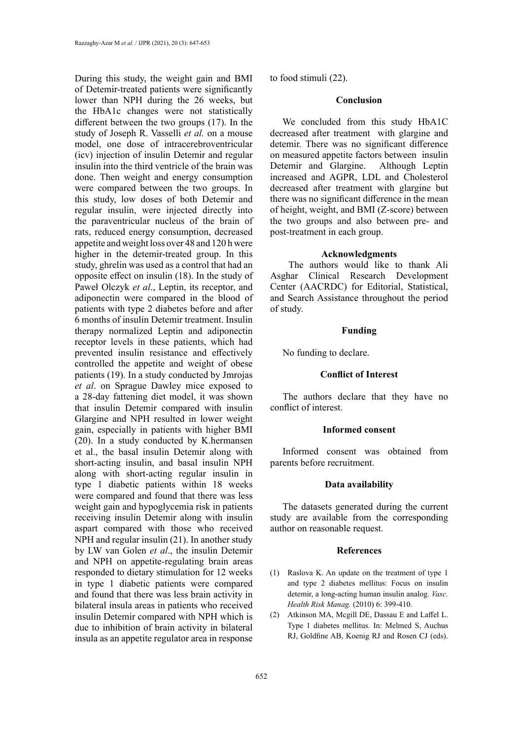During this study, the weight gain and BMI of Detemir-treated patients were significantly lower than NPH during the 26 weeks, but the HbA1c changes were not statistically different between the two groups (17). In the study of Joseph R. Vasselli *et al.* on a mouse model, one dose of intracerebroventricular (icv) injection of insulin Detemir and regular insulin into the third ventricle of the brain was done. Then weight and energy consumption were compared between the two groups. In this study, low doses of both Detemir and regular insulin, were injected directly into the paraventricular nucleus of the brain of rats, reduced energy consumption, decreased appetite and weight loss over 48 and 120 h were higher in the detemir-treated group. In this study, ghrelin was used as a control that had an opposite effect on insulin (18). In the study of Paweł Olczyk *et al*., Leptin, its receptor, and adiponectin were compared in the blood of patients with type 2 diabetes before and after 6 months of insulin Detemir treatment. Insulin therapy normalized Leptin and adiponectin receptor levels in these patients, which had prevented insulin resistance and effectively controlled the appetite and weight of obese patients (19). In a study conducted by Jmrojas *et al*. on Sprague Dawley mice exposed to a 28-day fattening diet model, it was shown that insulin Detemir compared with insulin Glargine and NPH resulted in lower weight gain, especially in patients with higher BMI (20). In a study conducted by K.hermansen et al., the basal insulin Detemir along with short-acting insulin, and basal insulin NPH along with short-acting regular insulin in type 1 diabetic patients within 18 weeks were compared and found that there was less weight gain and hypoglycemia risk in patients receiving insulin Detemir along with insulin aspart compared with those who received NPH and regular insulin (21). In another study by LW van Golen *et al*., the insulin Detemir and NPH on appetite-regulating brain areas responded to dietary stimulation for 12 weeks in type 1 diabetic patients were compared and found that there was less brain activity in bilateral insula areas in patients who received insulin Detemir compared with NPH which is due to inhibition of brain activity in bilateral insula as an appetite regulator area in response to food stimuli (22).

## Conclusion

We concluded from this study HbA1C decreased after treatment with glargine and detemir. There was no significant difference on measured appetite factors between insulin Detemir and Glargine. Although Leptin increased and AGPR, LDL and Cholesterol decreased after treatment with glargine but there was no significant difference in the mean of height, weight, and BMI (Z-score) between the two groups and also between pre- and post-treatment in each group.

## Acknowledgments

The authors would like to thank Ali Asghar Clinical Research Development Center (AACRDC) for Editorial, Statistical, and Search Assistance throughout the period of study.

## Funding

No funding to declare.

## Conflict of Interest

The authors declare that they have no conflict of interest.

## Informed consent

Informed consent was obtained from parents before recruitment.

## Data availability

The datasets generated during the current study are available from the corresponding author on reasonable request.

## References

(1) Raslova K. An update on the treatment of type 1 and type 2 diabetes mellitus: Focus on insulin detemir, a long-acting human insulin analog. *Vasc. Health Risk Manag.* (2010) 6: 399-410.

(2) Atkinson MA, Mcgill DE, Dassau E and Laffel L. Type 1 diabetes mellitus. In: Melmed S, Auchus RJ, Goldfine AB, Koenig RJ and Rosen CJ (eds).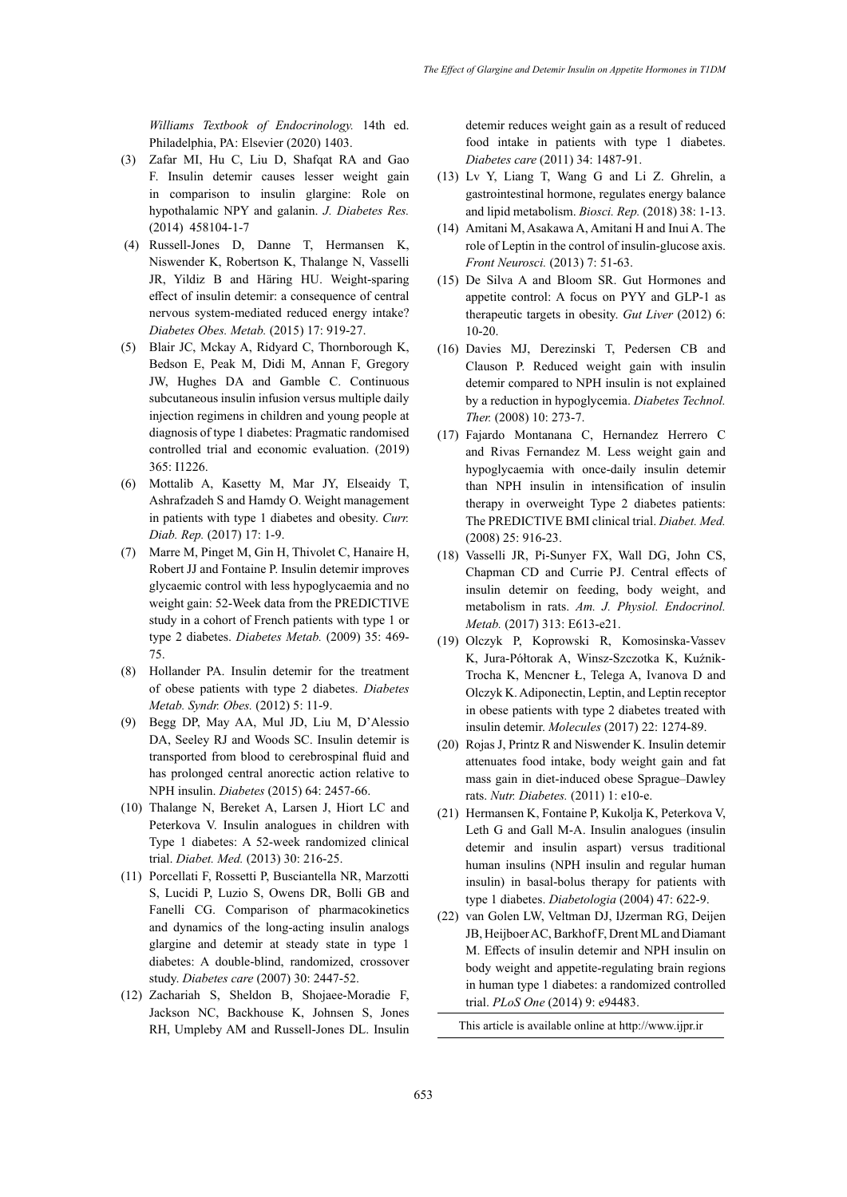*Williams Textbook of Endocrinology.* 14th ed. Philadelphia, PA: Elsevier (2020) 1403.

(3) Zafar MI, Hu C, Liu D, Shafqat RA and Gao F. Insulin detemir causes lesser weight gain in comparison to insulin glargine: Role on hypothalamic NPY and galanin. *J. Diabetes Res.* (2014) 458104-1-7

(4) Russell-Jones D, Danne T, Hermansen K, Niswender K, Robertson K, Thalange N, Vasselli JR, Yildiz B and Häring HU. Weight-sparing effect of insulin detemir: a consequence of central nervous system-mediated reduced energy intake? *Diabetes Obes. Metab.* (2015) 17: 919-27.

(5) Blair JC, Mckay A, Ridyard C, Thornborough K, Bedson E, Peak M, Didi M, Annan F, Gregory JW, Hughes DA and Gamble C. Continuous subcutaneous insulin infusion versus multiple daily injection regimens in children and young people at diagnosis of type 1 diabetes: Pragmatic randomised controlled trial and economic evaluation. (2019) 365: l1226.

(6) Mottalib A, Kasetty M, Mar JY, Elseaidy T, Ashrafzadeh S and Hamdy O. Weight management in patients with type 1 diabetes and obesity. *Curr. Diab. Rep.* (2017) 17: 1-9.

(7) Marre M, Pinget M, Gin H, Thivolet C, Hanaire H, Robert JJ and Fontaine P. Insulin detemir improves glycaemic control with less hypoglycaemia and no weight gain: 52-Week data from the PREDICTIVE study in a cohort of French patients with type 1 or type 2 diabetes. *Diabetes Metab.* (2009) 35: 469-75.

(8) Hollander PA. Insulin detemir for the treatment of obese patients with type 2 diabetes. *Diabetes Metab. Syndr. Obes.* (2012) 5: 11-9.

(9) Begg DP, May AA, Mul JD, Liu M, D'Alessio DA, Seeley RJ and Woods SC. Insulin detemir is transported from blood to cerebrospinal fluid and has prolonged central anorectic action relative to NPH insulin. *Diabetes* (2015) 64: 2457-66.

(10) Thalange N, Bereket A, Larsen J, Hiort LC and Peterkova V. Insulin analogues in children with Type 1 diabetes: A 52-week randomized clinical trial. *Diabet. Med.* (2013) 30: 216-25.

(11) Porcellati F, Rossetti P, Busciantella NR, Marzotti S, Lucidi P, Luzio S, Owens DR, Bolli GB and Fanelli CG. Comparison of pharmacokinetics and dynamics of the long-acting insulin analogs glargine and detemir at steady state in type 1 diabetes: A double-blind, randomized, crossover study. *Diabetes care* (2007) 30: 2447-52.

(12) Zachariah S, Sheldon B, Shojaee-Moradie F, Jackson NC, Backhouse K, Johnsen S, Jones RH, Umpleby AM and Russell-Jones DL. Insulin detemir reduces weight gain as a result of reduced food intake in patients with type 1 diabetes. *Diabetes care* (2011) 34: 1487-91.

(13) Lv Y, Liang T, Wang G and Li Z. Ghrelin, a gastrointestinal hormone, regulates energy balance and lipid metabolism. *Biosci. Rep.* (2018) 38: 1-13.

(14) Amitani M, Asakawa A, Amitani H and Inui A. The role of Leptin in the control of insulin-glucose axis. *Front Neurosci.* (2013) 7: 51-63.

(15) De Silva A and Bloom SR. Gut Hormones and appetite control: A focus on PYY and GLP-1 as therapeutic targets in obesity. *Gut Liver* (2012) 6: 10-20.

(16) Davies MJ, Derezinski T, Pedersen CB and Clauson P. Reduced weight gain with insulin detemir compared to NPH insulin is not explained by a reduction in hypoglycemia. *Diabetes Technol. Ther.* (2008) 10: 273-7.

(17) Fajardo Montanana C, Hernandez Herrero C and Rivas Fernandez M. Less weight gain and hypoglycaemia with once-daily insulin detemir than NPH insulin in intensification of insulin therapy in overweight Type 2 diabetes patients: The PREDICTIVE BMI clinical trial. *Diabet. Med.* (2008) 25: 916-23.

(18) Vasselli JR, Pi-Sunyer FX, Wall DG, John CS, Chapman CD and Currie PJ. Central effects of insulin detemir on feeding, body weight, and metabolism in rats. *Am. J. Physiol. Endocrinol. Metab.* (2017) 313: E613-e21.

(19) Olczyk P, Koprowski R, Komosinska-Vassev K, Jura-Półtorak A, Winsz-Szczotka K, Kuźnik-Trocha K, Mencner Ł, Telega A, Ivanova D and Olczyk K. Adiponectin, Leptin, and Leptin receptor in obese patients with type 2 diabetes treated with insulin detemir. *Molecules* (2017) 22: 1274-89.

(20) Rojas J, Printz R and Niswender K. Insulin detemir attenuates food intake, body weight gain and fat mass gain in diet-induced obese Sprague–Dawley rats. *Nutr. Diabetes.* (2011) 1: e10-e.

(21) Hermansen K, Fontaine P, Kukolja K, Peterkova V, Leth G and Gall M-A. Insulin analogues (insulin detemir and insulin aspart) versus traditional human insulins (NPH insulin and regular human insulin) in basal-bolus therapy for patients with type 1 diabetes. *Diabetologia* (2004) 47: 622-9.

(22) van Golen LW, Veltman DJ, IJzerman RG, Deijen JB, Heijboer AC, Barkhof F, Drent ML and Diamant M. Effects of insulin detemir and NPH insulin on body weight and appetite-regulating brain regions in human type 1 diabetes: a randomized controlled trial. *PLoS One* (2014) 9: e94483.

This article is available online at http://www.ijpr.ir